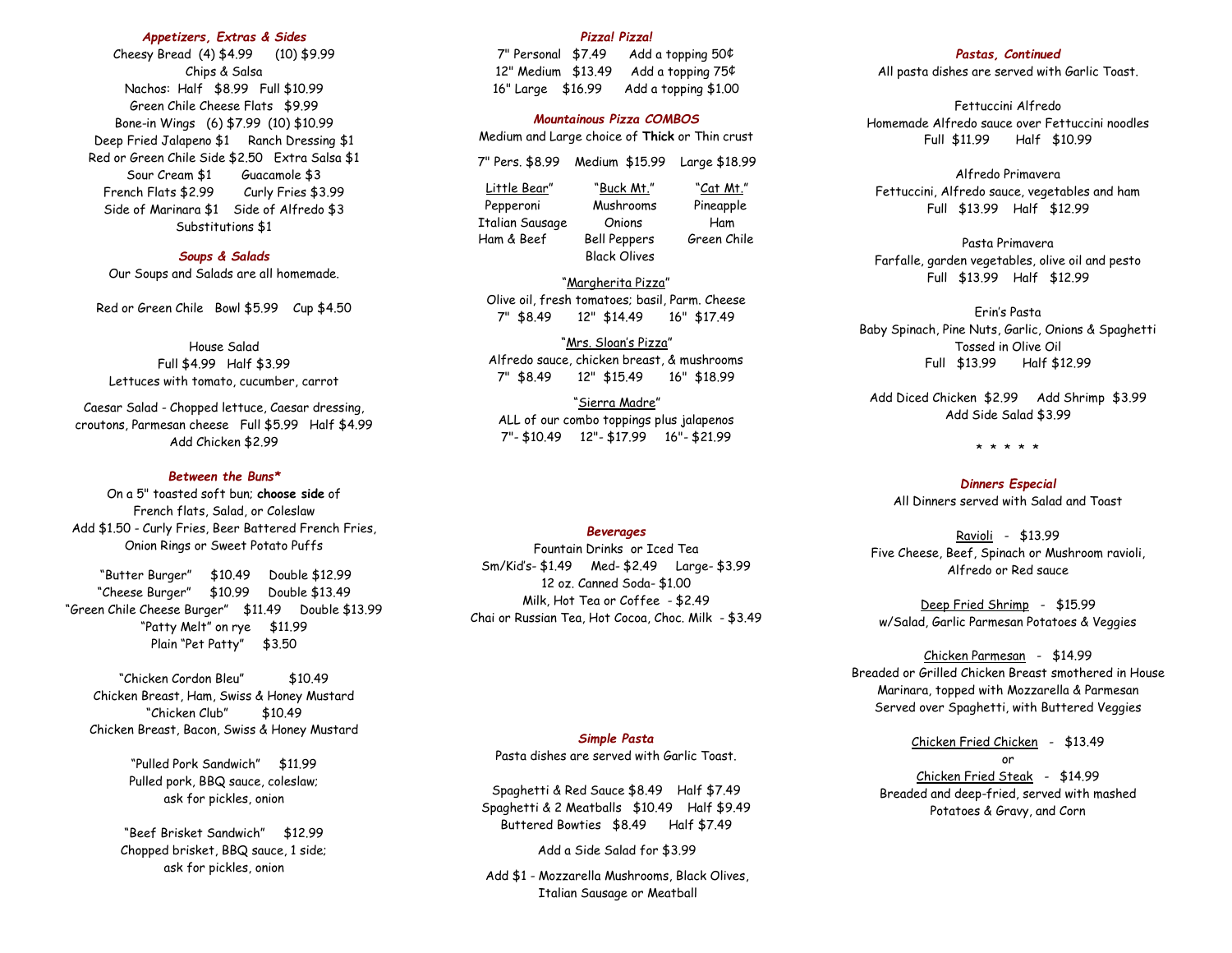### *Appetizers, Extras & Sides*

Cheesy Bread (4) $4.99 (10) $9.99
Chips & Salsa
Nachos: Half $8.99 Full $10.99
Green Chile Cheese Flats $9.99
Bone-in Wings (6) $7.99 (10) $10.99
Deep Fried Jalapeno $1 Ranch Dressing $1
Red or Green Chile Side $2.50 Extra Salsa $1
Sour Cream $1 Guacamole $3
French Flats $2.99 Curly Fries $3.99
Side of Marinara $1 Side of Alfredo $3
Substitutions $1

### *Soups & Salads*

Our Soups and Salads are all homemade.

Red or Green Chile Bowl $5.99 Cup $4.50

House Salad
Full $4.99 Half $3.99
Lettuces with tomato, cucumber, carrot

Caesar Salad - Chopped lettuce, Caesar dressing, croutons, Parmesan cheese Full $5.99 Half $4.99
Add Chicken $2.99

### *Between the Buns**

On a 5" toasted soft bun; **choose side** of French flats, Salad, or Coleslaw
Add $1.50 - Curly Fries, Beer Battered French Fries, Onion Rings or Sweet Potato Puffs

"Butter Burger" $10.49 Double $12.99
"Cheese Burger" $10.99 Double $13.49
"Green Chile Cheese Burger" $11.49 Double $13.99
"Patty Melt" on rye $11.99
Plain "Pet Patty" $3.50

"Chicken Cordon Bleu" $10.49
Chicken Breast, Ham, Swiss & Honey Mustard
"Chicken Club" $10.49
Chicken Breast, Bacon, Swiss & Honey Mustard

"Pulled Pork Sandwich" $11.99
Pulled pork, BBQ sauce, coleslaw; ask for pickles, onion

"Beef Brisket Sandwich" $12.99
Chopped brisket, BBQ sauce, 1 side; ask for pickles, onion

### *Pizza! Pizza!*

7" Personal $7.49 Add a topping 50¢
12" Medium $13.49 Add a topping 75¢
16" Large $16.99 Add a topping $1.00

### *Mountainous Pizza COMBOS*

Medium and Large choice of **Thick** or Thin crust

7" Pers. $8.99 Medium $15.99 Large $18.99

| "Little Bear" | "Buck Mt." | "Cat Mt." |
|---|---|---|
| Pepperoni | Mushrooms | Pineapple |
| Italian Sausage | Onions | Ham |
| Ham & Beef | Bell Peppers | Green Chile |
| | Black Olives | |

"Margherita Pizza"
Olive oil, fresh tomatoes; basil, Parm. Cheese
7" $8.49 12" $14.49 16" $17.49

"Mrs. Sloan's Pizza"
Alfredo sauce, chicken breast, & mushrooms
7" $8.49 12" $15.49 16" $18.99

"Sierra Madre"
ALL of our combo toppings plus jalapenos
7"- $10.49 12"- $17.99 16"- $21.99

### *Beverages*

Fountain Drinks or Iced Tea
Sm/Kid's- $1.49 Med- $2.49 Large- $3.99
12 oz. Canned Soda- $1.00
Milk, Hot Tea or Coffee - $2.49
Chai or Russian Tea, Hot Cocoa, Choc. Milk - $3.49

### *Simple Pasta*

Pasta dishes are served with Garlic Toast.

Spaghetti & Red Sauce $8.49 Half $7.49
Spaghetti & 2 Meatballs $10.49 Half $9.49
Buttered Bowties $8.49 Half $7.49

Add a Side Salad for $3.99

Add $1 - Mozzarella Mushrooms, Black Olives, Italian Sausage or Meatball

### *Pastas, Continued*

All pasta dishes are served with Garlic Toast.

Fettuccini Alfredo
Homemade Alfredo sauce over Fettuccini noodles
Full $11.99 Half $10.99

Alfredo Primavera
Fettuccini, Alfredo sauce, vegetables and ham
Full $13.99 Half $12.99

Pasta Primavera
Farfalle, garden vegetables, olive oil and pesto
Full $13.99 Half $12.99

Erin's Pasta
Baby Spinach, Pine Nuts, Garlic, Onions & Spaghetti Tossed in Olive Oil
Full $13.99 Half $12.99

Add Diced Chicken $2.99 Add Shrimp $3.99
Add Side Salad $3.99

\* \* \* \* \*

### *Dinners Especial*

All Dinners served with Salad and Toast

Ravioli - $13.99
Five Cheese, Beef, Spinach or Mushroom ravioli, Alfredo or Red sauce

Deep Fried Shrimp - $15.99
w/Salad, Garlic Parmesan Potatoes & Veggies

Chicken Parmesan - $14.99
Breaded or Grilled Chicken Breast smothered in House Marinara, topped with Mozzarella & Parmesan
Served over Spaghetti, with Buttered Veggies

Chicken Fried Chicken - $13.49
or
Chicken Fried Steak - $14.99
Breaded and deep-fried, served with mashed Potatoes & Gravy, and Corn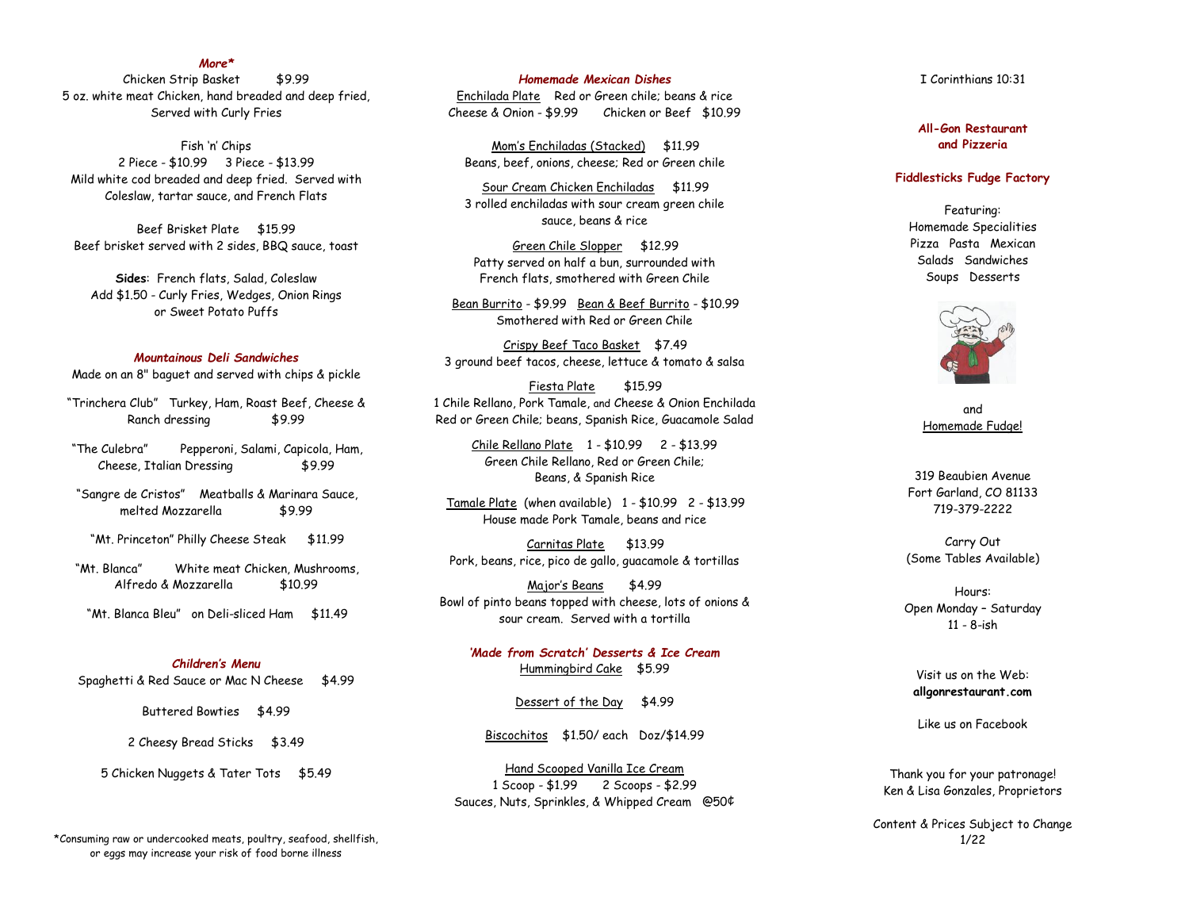### *More**

Chicken Strip Basket $9.99
5 oz. white meat Chicken, hand breaded and deep fried, Served with Curly Fries

Fish 'n' Chips
2 Piece - $10.99 3 Piece - $13.99
Mild white cod breaded and deep fried. Served with Coleslaw, tartar sauce, and French Flats

Beef Brisket Plate $15.99
Beef brisket served with 2 sides, BBQ sauce, toast

**Sides**: French flats, Salad, Coleslaw
Add $1.50 - Curly Fries, Wedges, Onion Rings or Sweet Potato Puffs

### *Mountainous Deli Sandwiches*

Made on an 8" baguet and served with chips & pickle

"Trinchera Club" Turkey, Ham, Roast Beef, Cheese & Ranch dressing $9.99

"The Culebra" Pepperoni, Salami, Capicola, Ham, Cheese, Italian Dressing $9.99

"Sangre de Cristos" Meatballs & Marinara Sauce, melted Mozzarella $9.99

"Mt. Princeton" Philly Cheese Steak $11.99

"Mt. Blanca" White meat Chicken, Mushrooms, Alfredo & Mozzarella $10.99

"Mt. Blanca Bleu" on Deli-sliced Ham $11.49

### *Children's Menu*

Spaghetti & Red Sauce or Mac N Cheese $4.99

Buttered Bowties $4.99

2 Cheesy Bread Sticks $3.49

5 Chicken Nuggets & Tater Tots $5.49

*Consuming raw or undercooked meats, poultry, seafood, shellfish, or eggs may increase your risk of food borne illness

### *Homemade Mexican Dishes*

Enchilada Plate Red or Green chile; beans & rice
Cheese & Onion - $9.99 Chicken or Beef $10.99

Mom's Enchiladas (Stacked) $11.99
Beans, beef, onions, cheese; Red or Green chile

Sour Cream Chicken Enchiladas $11.99
3 rolled enchiladas with sour cream green chile sauce, beans & rice

Green Chile Slopper $12.99
Patty served on half a bun, surrounded with French flats, smothered with Green Chile

Bean Burrito - $9.99 Bean & Beef Burrito - $10.99
Smothered with Red or Green Chile

Crispy Beef Taco Basket $7.49
3 ground beef tacos, cheese, lettuce & tomato & salsa

Fiesta Plate $15.99
1 Chile Rellano, Pork Tamale, and Cheese & Onion Enchilada
Red or Green Chile; beans, Spanish Rice, Guacamole Salad

Chile Rellano Plate 1 - $10.99 2 - $13.99
Green Chile Rellano, Red or Green Chile; Beans, & Spanish Rice

Tamale Plate (when available) 1 - $10.99 2 - $13.99
House made Pork Tamale, beans and rice

Carnitas Plate $13.99
Pork, beans, rice, pico de gallo, guacamole & tortillas

Major's Beans $4.99
Bowl of pinto beans topped with cheese, lots of onions & sour cream. Served with a tortilla

### *'Made from Scratch' Desserts & Ice Cream*

Hummingbird Cake $5.99

Dessert of the Day $4.99

Biscochitos $1.50/ each Doz/$14.99

Hand Scooped Vanilla Ice Cream
1 Scoop - $1.99 2 Scoops - $2.99
Sauces, Nuts, Sprinkles, & Whipped Cream @50¢

I Corinthians 10:31

**All-Gon Restaurant and Pizzeria**

**Fiddlesticks Fudge Factory**

Featuring:
Homemade Specialities
Pizza Pasta Mexican
Salads Sandwiches
Soups Desserts

and
Homemade Fudge!

319 Beaubien Avenue
Fort Garland, CO 81133
719-379-2222

Carry Out
(Some Tables Available)

Hours:
Open Monday – Saturday
11 - 8-ish

Visit us on the Web:
**allgonrestaurant.com**

Like us on Facebook

Thank you for your patronage!
Ken & Lisa Gonzales, Proprietors

Content & Prices Subject to Change
1/22